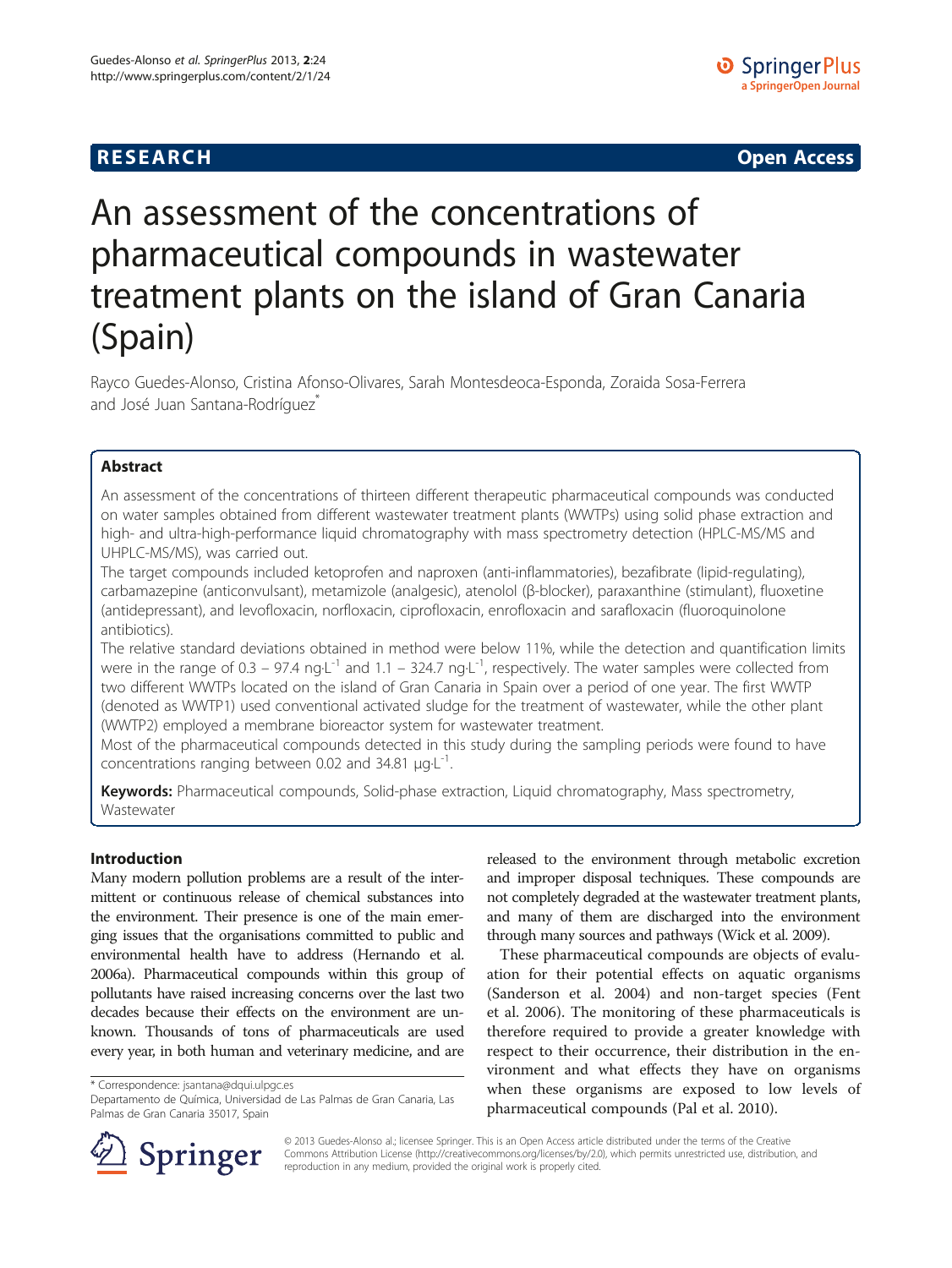RESEARCH Open Access

# An assessment of the concentrations of pharmaceutical compounds in wastewater treatment plants on the island of Gran Canaria (Spain)

Rayco Guedes-Alonso, Cristina Afonso-Olivares, Sarah Montesdeoca-Esponda, Zoraida Sosa-Ferrera and José Juan Santana-Rodríguez*

## Abstract

An assessment of the concentrations of thirteen different therapeutic pharmaceutical compounds was conducted on water samples obtained from different wastewater treatment plants (WWTPs) using solid phase extraction and high- and ultra-high-performance liquid chromatography with mass spectrometry detection (HPLC-MS/MS and UHPLC-MS/MS), was carried out.

The target compounds included ketoprofen and naproxen (anti-inflammatories), bezafibrate (lipid-regulating), carbamazepine (anticonvulsant), metamizole (analgesic), atenolol (β-blocker), paraxanthine (stimulant), fluoxetine (antidepressant), and levofloxacin, norfloxacin, ciprofloxacin, enrofloxacin and sarafloxacin (fluoroquinolone antibiotics).

The relative standard deviations obtained in method were below 11%, while the detection and quantification limits were in the range of 0.3 – 97.4 ng·L$^{-1}$ and 1.1 – 324.7 ng·L$^{-1}$, respectively. The water samples were collected from two different WWTPs located on the island of Gran Canaria in Spain over a period of one year. The first WWTP (denoted as WWTP1) used conventional activated sludge for the treatment of wastewater, while the other plant (WWTP2) employed a membrane bioreactor system for wastewater treatment.

Most of the pharmaceutical compounds detected in this study during the sampling periods were found to have concentrations ranging between 0.02 and 34.81 μg·L$^{-1}$.

**Keywords:** Pharmaceutical compounds, Solid-phase extraction, Liquid chromatography, Mass spectrometry, Wastewater

## Introduction

Many modern pollution problems are a result of the intermittent or continuous release of chemical substances into the environment. Their presence is one of the main emerging issues that the organisations committed to public and environmental health have to address (Hernando et al. 2006a). Pharmaceutical compounds within this group of pollutants have raised increasing concerns over the last two decades because their effects on the environment are unknown. Thousands of tons of pharmaceuticals are used every year, in both human and veterinary medicine, and are released to the environment through metabolic excretion and improper disposal techniques. These compounds are not completely degraded at the wastewater treatment plants, and many of them are discharged into the environment through many sources and pathways (Wick et al. 2009).

These pharmaceutical compounds are objects of evaluation for their potential effects on aquatic organisms (Sanderson et al. 2004) and non-target species (Fent et al. 2006). The monitoring of these pharmaceuticals is therefore required to provide a greater knowledge with respect to their occurrence, their distribution in the environment and what effects they have on organisms when these organisms are exposed to low levels of pharmaceutical compounds (Pal et al. 2010).

* Correspondence: jsantana@dqui.ulpgc.es
Departamento de Química, Universidad de Las Palmas de Gran Canaria, Las Palmas de Gran Canaria 35017, Spain

© 2013 Guedes-Alonso al.; licensee Springer. This is an Open Access article distributed under the terms of the Creative Commons Attribution License (http://creativecommons.org/licenses/by/2.0), which permits unrestricted use, distribution, and reproduction in any medium, provided the original work is properly cited.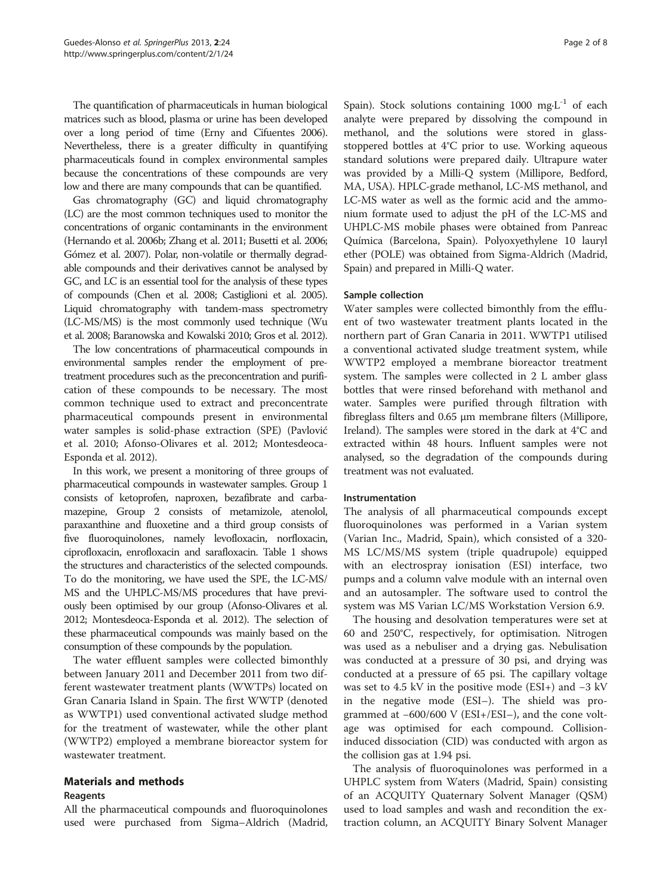The quantification of pharmaceuticals in human biological matrices such as blood, plasma or urine has been developed over a long period of time (Erny and Cifuentes 2006). Nevertheless, there is a greater difficulty in quantifying pharmaceuticals found in complex environmental samples because the concentrations of these compounds are very low and there are many compounds that can be quantified.

Gas chromatography (GC) and liquid chromatography (LC) are the most common techniques used to monitor the concentrations of organic contaminants in the environment (Hernando et al. 2006b; Zhang et al. 2011; Busetti et al. 2006; Gómez et al. 2007). Polar, non-volatile or thermally degradable compounds and their derivatives cannot be analysed by GC, and LC is an essential tool for the analysis of these types of compounds (Chen et al. 2008; Castiglioni et al. 2005). Liquid chromatography with tandem-mass spectrometry (LC-MS/MS) is the most commonly used technique (Wu et al. 2008; Baranowska and Kowalski 2010; Gros et al. 2012).

The low concentrations of pharmaceutical compounds in environmental samples render the employment of pre-treatment procedures such as the preconcentration and purification of these compounds to be necessary. The most common technique used to extract and preconcentrate pharmaceutical compounds present in environmental water samples is solid-phase extraction (SPE) (Pavlović et al. 2010; Afonso-Olivares et al. 2012; Montesdeoca-Esponda et al. 2012).

In this work, we present a monitoring of three groups of pharmaceutical compounds in wastewater samples. Group 1 consists of ketoprofen, naproxen, bezafibrate and carbamazepine, Group 2 consists of metamizole, atenolol, paraxanthine and fluoxetine and a third group consists of five fluoroquinolones, namely levofloxacin, norfloxacin, ciprofloxacin, enrofloxacin and sarafloxacin. Table 1 shows the structures and characteristics of the selected compounds. To do the monitoring, we have used the SPE, the LC-MS/MS and the UHPLC-MS/MS procedures that have previously been optimised by our group (Afonso-Olivares et al. 2012; Montesdeoca-Esponda et al. 2012). The selection of these pharmaceutical compounds was mainly based on the consumption of these compounds by the population.

The water effluent samples were collected bimonthly between January 2011 and December 2011 from two different wastewater treatment plants (WWTPs) located on Gran Canaria Island in Spain. The first WWTP (denoted as WWTP1) used conventional activated sludge method for the treatment of wastewater, while the other plant (WWTP2) employed a membrane bioreactor system for wastewater treatment.

## Materials and methods

### Reagents

All the pharmaceutical compounds and fluoroquinolones used were purchased from Sigma–Aldrich (Madrid, Spain). Stock solutions containing 1000 $mg{\cdot}L^{-1}$ of each analyte were prepared by dissolving the compound in methanol, and the solutions were stored in glass-stoppered bottles at 4°C prior to use. Working aqueous standard solutions were prepared daily. Ultrapure water was provided by a Milli-Q system (Millipore, Bedford, MA, USA). HPLC-grade methanol, LC-MS methanol, and LC-MS water as well as the formic acid and the ammonium formate used to adjust the pH of the LC-MS and UHPLC-MS mobile phases were obtained from Panreac Química (Barcelona, Spain). Polyoxyethylene 10 lauryl ether (POLE) was obtained from Sigma-Aldrich (Madrid, Spain) and prepared in Milli-Q water.

### Sample collection

Water samples were collected bimonthly from the effluent of two wastewater treatment plants located in the northern part of Gran Canaria in 2011. WWTP1 utilised a conventional activated sludge treatment system, while WWTP2 employed a membrane bioreactor treatment system. The samples were collected in 2 L amber glass bottles that were rinsed beforehand with methanol and water. Samples were purified through filtration with fibreglass filters and 0.65 μm membrane filters (Millipore, Ireland). The samples were stored in the dark at 4°C and extracted within 48 hours. Influent samples were not analysed, so the degradation of the compounds during treatment was not evaluated.

### Instrumentation

The analysis of all pharmaceutical compounds except fluoroquinolones was performed in a Varian system (Varian Inc., Madrid, Spain), which consisted of a 320-MS LC/MS/MS system (triple quadrupole) equipped with an electrospray ionisation (ESI) interface, two pumps and a column valve module with an internal oven and an autosampler. The software used to control the system was MS Varian LC/MS Workstation Version 6.9.

The housing and desolvation temperatures were set at 60 and 250°C, respectively, for optimisation. Nitrogen was used as a nebuliser and a drying gas. Nebulisation was conducted at a pressure of 30 psi, and drying was conducted at a pressure of 65 psi. The capillary voltage was set to 4.5 kV in the positive mode (ESI+) and −3 kV in the negative mode (ESI−). The shield was programmed at −600/600 V (ESI+/ESI−), and the cone voltage was optimised for each compound. Collision-induced dissociation (CID) was conducted with argon as the collision gas at 1.94 psi.

The analysis of fluoroquinolones was performed in a UHPLC system from Waters (Madrid, Spain) consisting of an ACQUITY Quaternary Solvent Manager (QSM) used to load samples and wash and recondition the extraction column, an ACQUITY Binary Solvent Manager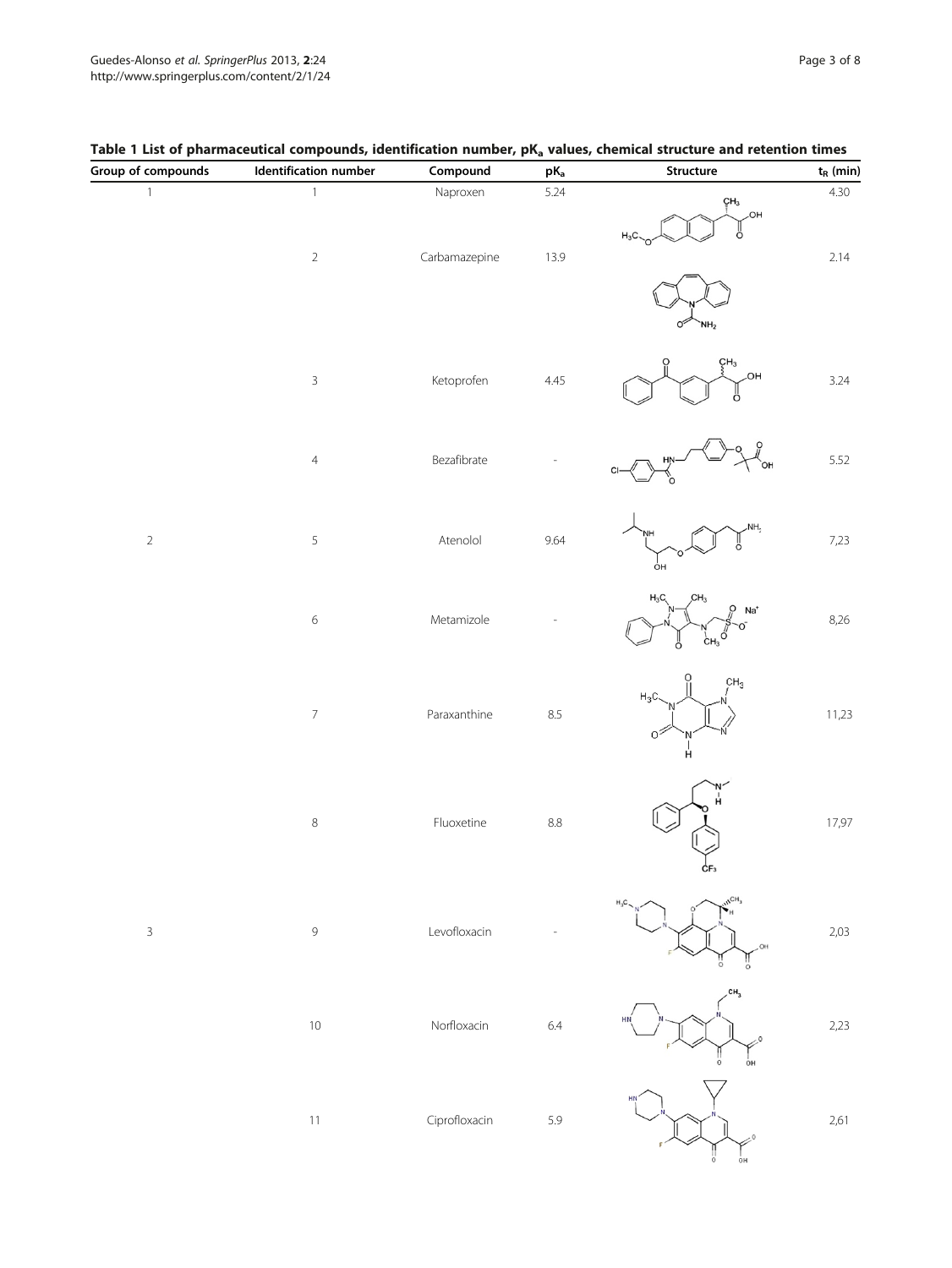**Table 1 List of pharmaceutical compounds, identification number, $pK_a$ values, chemical structure and retention times**

| Group of compounds | Identification number | Compound | $pK_a$ | Structure | $t_R$ (min) |
|---|---|---|---|---|---|
| 1 | 1 | Naproxen | 5.24 | | 4.30 |
| | 2 | Carbamazepine | 13.9 | | 2.14 |
| | 3 | Ketoprofen | 4.45 | | 3.24 |
| | 4 | Bezafibrate | - | | 5.52 |
| 2 | 5 | Atenolol | 9.64 | | 7,23 |
| | 6 | Metamizole | - | | 8,26 |
| | 7 | Paraxanthine | 8.5 | | 11,23 |
| | 8 | Fluoxetine | 8.8 | | 17,97 |
| 3 | 9 | Levofloxacin | - | | 2,03 |
| | 10 | Norfloxacin | 6.4 | | 2,23 |
| | 11 | Ciprofloxacin | 5.9 | | 2,61 |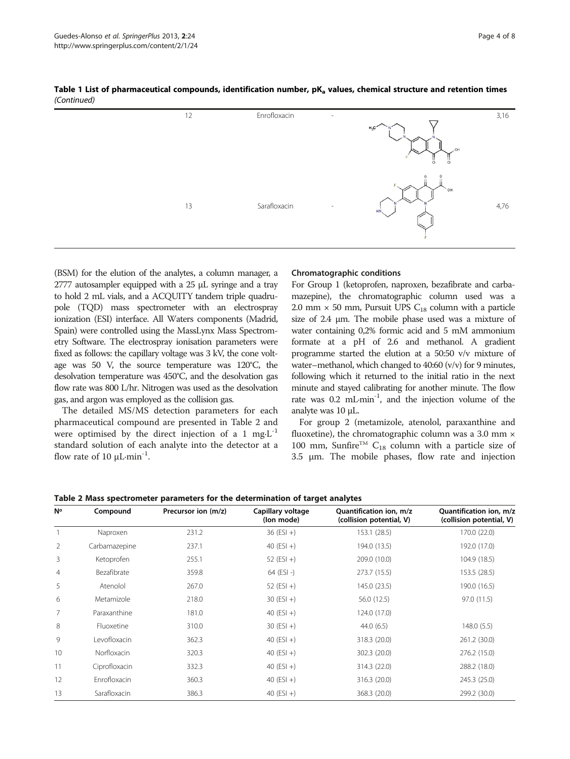**Table 1 List of pharmaceutical compounds, identification number, $pK_a$ values, chemical structure and retention times** *(Continued)*

| | | | | |
|---|---|---|---|---|
| 12 | Enrofloxacin | - | | 3,16 |
| 13 | Sarafloxacin | - | | 4,76 |

(BSM) for the elution of the analytes, a column manager, a 2777 autosampler equipped with a 25 μL syringe and a tray to hold 2 mL vials, and a ACQUITY tandem triple quadrupole (TQD) mass spectrometer with an electrospray ionization (ESI) interface. All Waters components (Madrid, Spain) were controlled using the MassLynx Mass Spectrometry Software. The electrospray ionisation parameters were fixed as follows: the capillary voltage was 3 kV, the cone voltage was 50 V, the source temperature was 120°C, the desolvation temperature was 450°C, and the desolvation gas flow rate was 800 L/hr. Nitrogen was used as the desolvation gas, and argon was employed as the collision gas.

The detailed MS/MS detection parameters for each pharmaceutical compound are presented in Table 2 and were optimised by the direct injection of a 1 mg·L$^{-1}$ standard solution of each analyte into the detector at a flow rate of 10 μL·min$^{-1}$.

### Chromatographic conditions

For Group 1 (ketoprofen, naproxen, bezafibrate and carbamazepine), the chromatographic column used was a 2.0 mm × 50 mm, Pursuit UPS $C_{18}$ column with a particle size of 2.4 μm. The mobile phase used was a mixture of water containing 0,2% formic acid and 5 mM ammonium formate at a pH of 2.6 and methanol. A gradient programme started the elution at a 50:50 v/v mixture of water–methanol, which changed to 40:60 (v/v) for 9 minutes, following which it returned to the initial ratio in the next minute and stayed calibrating for another minute. The flow rate was 0.2 mL·min$^{-1}$, and the injection volume of the analyte was 10 μL.

For group 2 (metamizole, atenolol, paraxanthine and fluoxetine), the chromatographic column was a 3.0 mm × 100 mm, Sunfire™ $C_{18}$ column with a particle size of 3.5 μm. The mobile phases, flow rate and injection

**Table 2 Mass spectrometer parameters for the determination of target analytes**

| Nº | Compound | Precursor ion (m/z) | Capillary voltage (Ion mode) | Quantification ion, m/z (collision potential, V) | Quantification ion, m/z (collision potential, V) |
|---|---|---|---|---|---|
| 1 | Naproxen | 231.2 | 36 (ESI +) | 153.1 (28.5) | 170.0 (22.0) |
| 2 | Carbamazepine | 237.1 | 40 (ESI +) | 194.0 (13.5) | 192.0 (17.0) |
| 3 | Ketoprofen | 255.1 | 52 (ESI +) | 209.0 (10.0) | 104.9 (18.5) |
| 4 | Bezafibrate | 359.8 | 64 (ESI -) | 273.7 (15.5) | 153.5 (28.5) |
| 5 | Atenolol | 267.0 | 52 (ESI +) | 145.0 (23.5) | 190.0 (16.5) |
| 6 | Metamizole | 218.0 | 30 (ESI +) | 56.0 (12.5) | 97.0 (11.5) |
| 7 | Paraxanthine | 181.0 | 40 (ESI +) | 124.0 (17.0) | |
| 8 | Fluoxetine | 310.0 | 30 (ESI +) | 44.0 (6.5) | 148.0 (5.5) |
| 9 | Levofloxacin | 362.3 | 40 (ESI +) | 318.3 (20.0) | 261.2 (30.0) |
| 10 | Norfloxacin | 320.3 | 40 (ESI +) | 302.3 (20.0) | 276.2 (15.0) |
| 11 | Ciprofloxacin | 332.3 | 40 (ESI +) | 314.3 (22.0) | 288.2 (18.0) |
| 12 | Enrofloxacin | 360.3 | 40 (ESI +) | 316.3 (20.0) | 245.3 (25.0) |
| 13 | Sarafloxacin | 386.3 | 40 (ESI +) | 368.3 (20.0) | 299.2 (30.0) |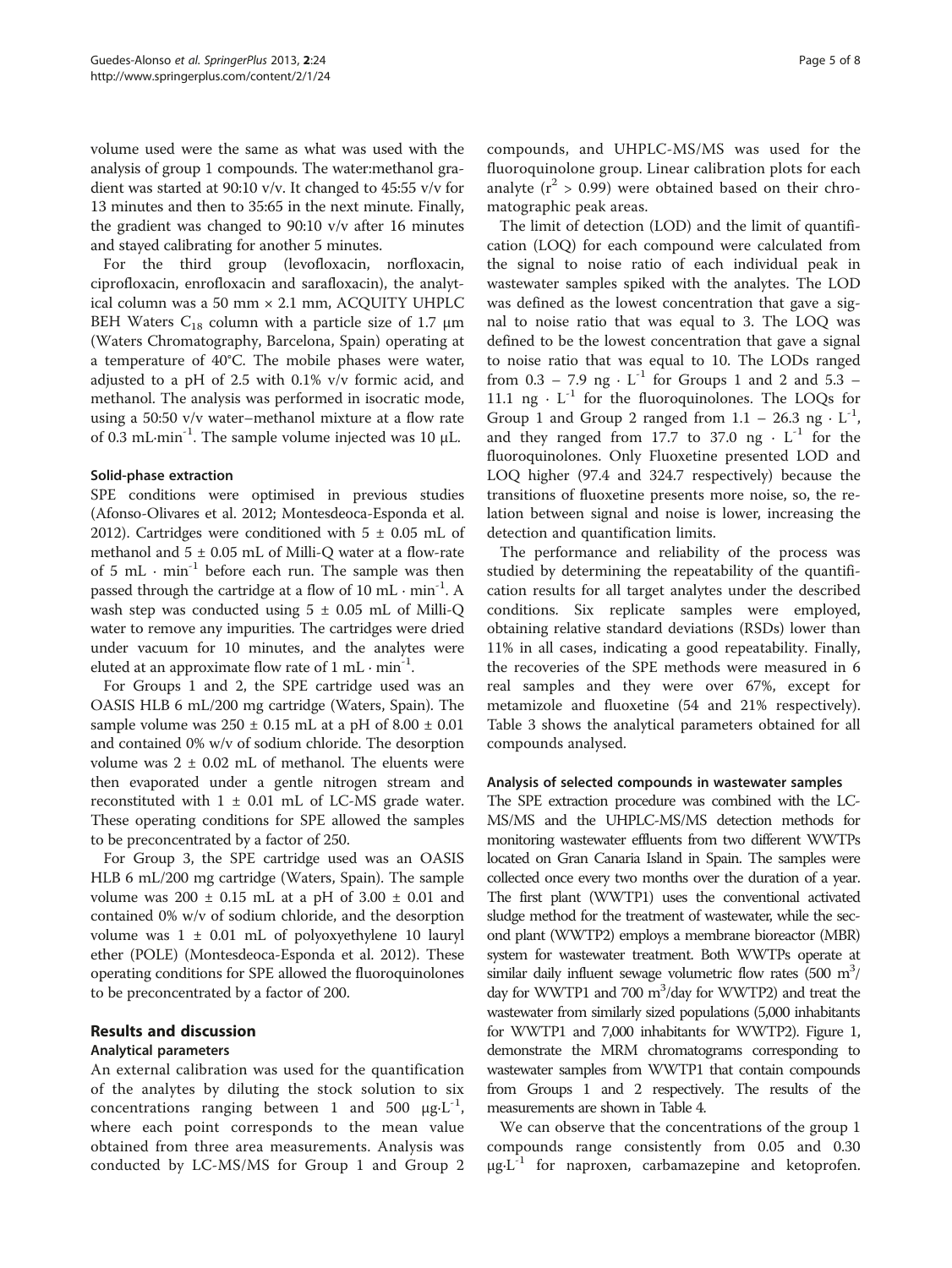volume used were the same as what was used with the analysis of group 1 compounds. The water:methanol gradient was started at 90:10 v/v. It changed to 45:55 v/v for 13 minutes and then to 35:65 in the next minute. Finally, the gradient was changed to 90:10 v/v after 16 minutes and stayed calibrating for another 5 minutes.

For the third group (levofloxacin, norfloxacin, ciprofloxacin, enrofloxacin and sarafloxacin), the analytical column was a 50 mm × 2.1 mm, ACQUITY UHPLC BEH Waters $C_{18}$ column with a particle size of 1.7 μm (Waters Chromatography, Barcelona, Spain) operating at a temperature of 40°C. The mobile phases were water, adjusted to a pH of 2.5 with 0.1% v/v formic acid, and methanol. The analysis was performed in isocratic mode, using a 50:50 v/v water–methanol mixture at a flow rate of 0.3 mL·min$^{-1}$. The sample volume injected was 10 μL.

### Solid-phase extraction

SPE conditions were optimised in previous studies (Afonso-Olivares et al. 2012; Montesdeoca-Esponda et al. 2012). Cartridges were conditioned with 5 ± 0.05 mL of methanol and 5 ± 0.05 mL of Milli-Q water at a flow-rate of 5 mL · min$^{-1}$ before each run. The sample was then passed through the cartridge at a flow of 10 mL · min$^{-1}$. A wash step was conducted using 5 ± 0.05 mL of Milli-Q water to remove any impurities. The cartridges were dried under vacuum for 10 minutes, and the analytes were eluted at an approximate flow rate of 1 mL · min$^{-1}$.

For Groups 1 and 2, the SPE cartridge used was an OASIS HLB 6 mL/200 mg cartridge (Waters, Spain). The sample volume was 250 ± 0.15 mL at a pH of 8.00 ± 0.01 and contained 0% w/v of sodium chloride. The desorption volume was 2 ± 0.02 mL of methanol. The eluents were then evaporated under a gentle nitrogen stream and reconstituted with 1 ± 0.01 mL of LC-MS grade water. These operating conditions for SPE allowed the samples to be preconcentrated by a factor of 250.

For Group 3, the SPE cartridge used was an OASIS HLB 6 mL/200 mg cartridge (Waters, Spain). The sample volume was 200 ± 0.15 mL at a pH of 3.00 ± 0.01 and contained 0% w/v of sodium chloride, and the desorption volume was 1 ± 0.01 mL of polyoxyethylene 10 lauryl ether (POLE) (Montesdeoca-Esponda et al. 2012). These operating conditions for SPE allowed the fluoroquinolones to be preconcentrated by a factor of 200.

## Results and discussion

### Analytical parameters

An external calibration was used for the quantification of the analytes by diluting the stock solution to six concentrations ranging between 1 and 500 μg·L$^{-1}$, where each point corresponds to the mean value obtained from three area measurements. Analysis was conducted by LC-MS/MS for Group 1 and Group 2 compounds, and UHPLC-MS/MS was used for the fluoroquinolone group. Linear calibration plots for each analyte ($r^2 > 0.99$) were obtained based on their chromatographic peak areas.

The limit of detection (LOD) and the limit of quantification (LOQ) for each compound were calculated from the signal to noise ratio of each individual peak in wastewater samples spiked with the analytes. The LOD was defined as the lowest concentration that gave a signal to noise ratio that was equal to 3. The LOQ was defined to be the lowest concentration that gave a signal to noise ratio that was equal to 10. The LODs ranged from 0.3 – 7.9 ng · L$^{-1}$ for Groups 1 and 2 and 5.3 – 11.1 ng · L$^{-1}$ for the fluoroquinolones. The LOQs for Group 1 and Group 2 ranged from 1.1 – 26.3 ng · L$^{-1}$, and they ranged from 17.7 to 37.0 ng · L$^{-1}$ for the fluoroquinolones. Only Fluoxetine presented LOD and LOQ higher (97.4 and 324.7 respectively) because the transitions of fluoxetine presents more noise, so, the relation between signal and noise is lower, increasing the detection and quantification limits.

The performance and reliability of the process was studied by determining the repeatability of the quantification results for all target analytes under the described conditions. Six replicate samples were employed, obtaining relative standard deviations (RSDs) lower than 11% in all cases, indicating a good repeatability. Finally, the recoveries of the SPE methods were measured in 6 real samples and they were over 67%, except for metamizole and fluoxetine (54 and 21% respectively). Table 3 shows the analytical parameters obtained for all compounds analysed.

### Analysis of selected compounds in wastewater samples

The SPE extraction procedure was combined with the LC-MS/MS and the UHPLC-MS/MS detection methods for monitoring wastewater effluents from two different WWTPs located on Gran Canaria Island in Spain. The samples were collected once every two months over the duration of a year. The first plant (WWTP1) uses the conventional activated sludge method for the treatment of wastewater, while the second plant (WWTP2) employs a membrane bioreactor (MBR) system for wastewater treatment. Both WWTPs operate at similar daily influent sewage volumetric flow rates (500 m$^3$/day for WWTP1 and 700 m$^3$/day for WWTP2) and treat the wastewater from similarly sized populations (5,000 inhabitants for WWTP1 and 7,000 inhabitants for WWTP2). Figure 1, demonstrate the MRM chromatograms corresponding to wastewater samples from WWTP1 that contain compounds from Groups 1 and 2 respectively. The results of the measurements are shown in Table 4.

We can observe that the concentrations of the group 1 compounds range consistently from 0.05 and 0.30 μg·L$^{-1}$ for naproxen, carbamazepine and ketoprofen.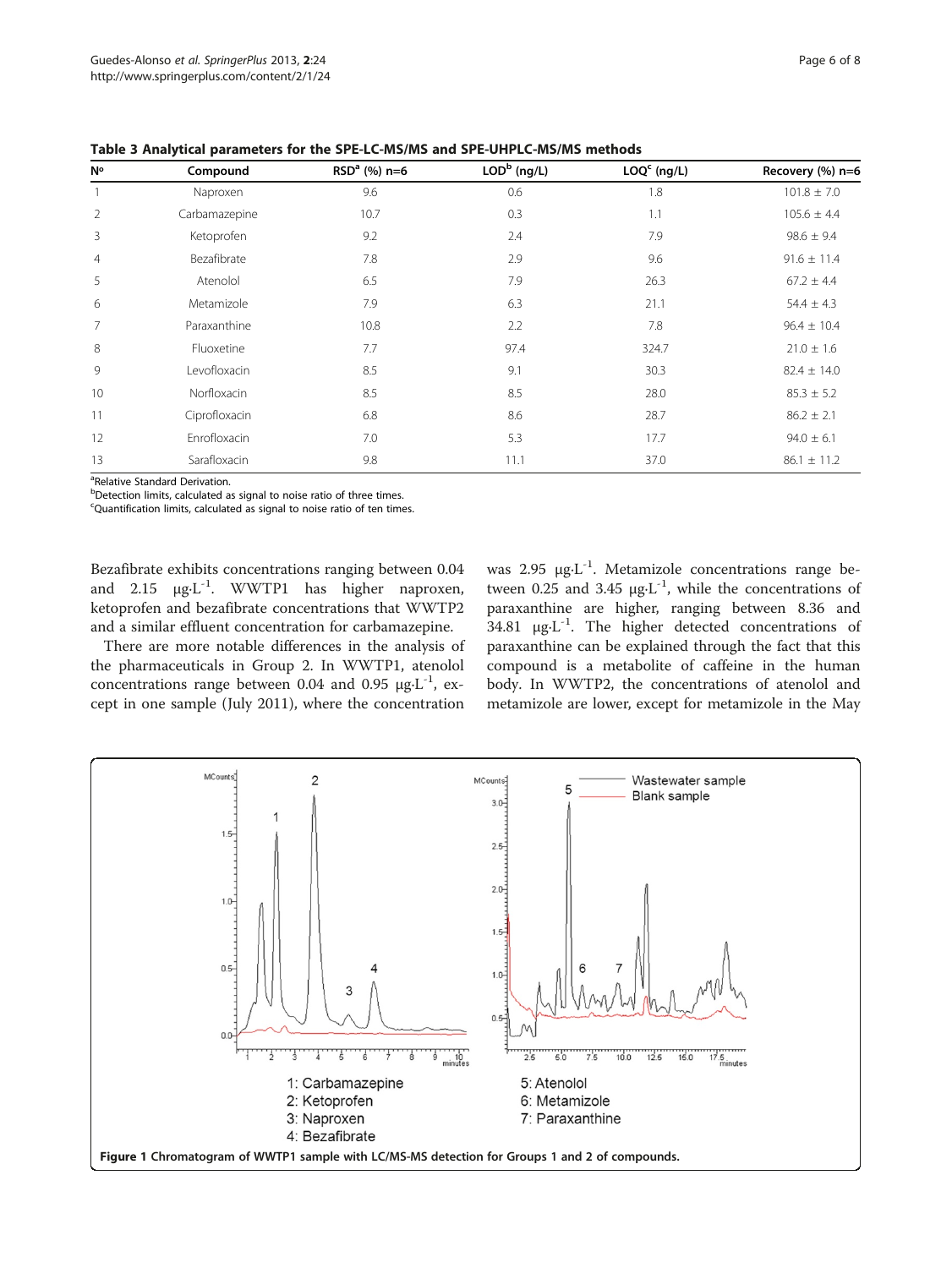**Table 3 Analytical parameters for the SPE-LC-MS/MS and SPE-UHPLC-MS/MS methods**

| Nº | Compound | RSD[a] (%) n=6 | LOD[b] (ng/L) | LOQ[c] (ng/L) | Recovery (%) n=6 |
|---|---|---|---|---|---|
| 1 | Naproxen | 9.6 | 0.6 | 1.8 | 101.8 ± 7.0 |
| 2 | Carbamazepine | 10.7 | 0.3 | 1.1 | 105.6 ± 4.4 |
| 3 | Ketoprofen | 9.2 | 2.4 | 7.9 | 98.6 ± 9.4 |
| 4 | Bezafibrate | 7.8 | 2.9 | 9.6 | 91.6 ± 11.4 |
| 5 | Atenolol | 6.5 | 7.9 | 26.3 | 67.2 ± 4.4 |
| 6 | Metamizole | 7.9 | 6.3 | 21.1 | 54.4 ± 4.3 |
| 7 | Paraxanthine | 10.8 | 2.2 | 7.8 | 96.4 ± 10.4 |
| 8 | Fluoxetine | 7.7 | 97.4 | 324.7 | 21.0 ± 1.6 |
| 9 | Levofloxacin | 8.5 | 9.1 | 30.3 | 82.4 ± 14.0 |
| 10 | Norfloxacin | 8.5 | 8.5 | 28.0 | 85.3 ± 5.2 |
| 11 | Ciprofloxacin | 6.8 | 8.6 | 28.7 | 86.2 ± 2.1 |
| 12 | Enrofloxacin | 7.0 | 5.3 | 17.7 | 94.0 ± 6.1 |
| 13 | Sarafloxacin | 9.8 | 11.1 | 37.0 | 86.1 ± 11.2 |

[a]Relative Standard Derivation.
[b]Detection limits, calculated as signal to noise ratio of three times.
[c]Quantification limits, calculated as signal to noise ratio of ten times.

Bezafibrate exhibits concentrations ranging between 0.04 and 2.15 $\mu g \cdot L^{-1}$. WWTP1 has higher naproxen, ketoprofen and bezafibrate concentrations that WWTP2 and a similar effluent concentration for carbamazepine.

There are more notable differences in the analysis of the pharmaceuticals in Group 2. In WWTP1, atenolol concentrations range between 0.04 and 0.95 $\mu g \cdot L^{-1}$, except in one sample (July 2011), where the concentration was 2.95 $\mu g \cdot L^{-1}$. Metamizole concentrations range between 0.25 and 3.45 $\mu g \cdot L^{-1}$, while the concentrations of paraxanthine are higher, ranging between 8.36 and 34.81 $\mu g \cdot L^{-1}$. The higher detected concentrations of paraxanthine can be explained through the fact that this compound is a metabolite of caffeine in the human body. In WWTP2, the concentrations of atenolol and metamizole are lower, except for metamizole in the May

**Figure 1** Chromatogram of WWTP1 sample with LC/MS-MS detection for Groups 1 and 2 of compounds.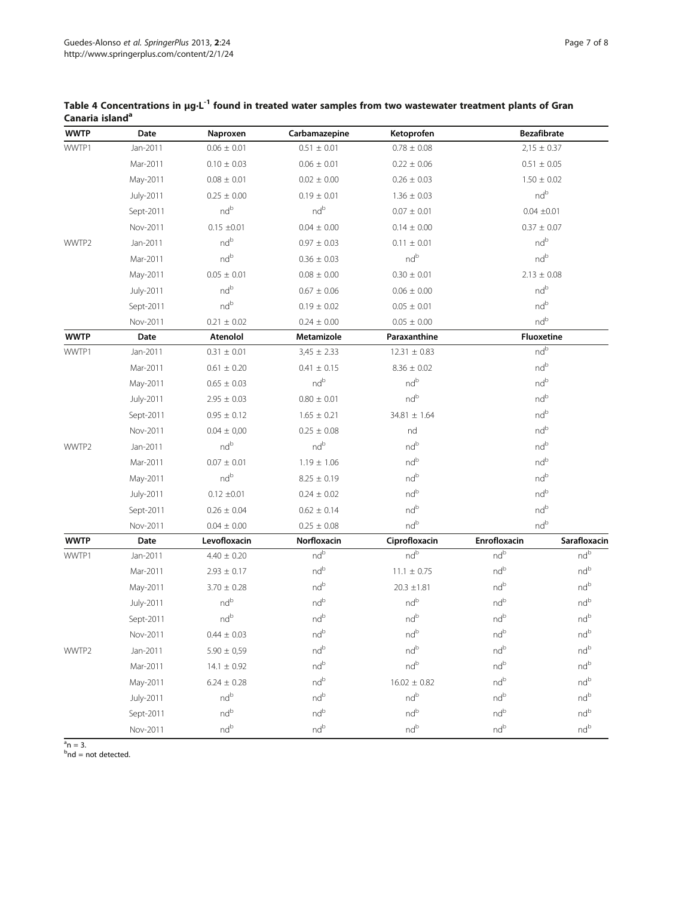**Table 4 Concentrations in μg·L$^{-1}$ found in treated water samples from two wastewater treatment plants of Gran Canaria island[a]**

| WWTP | Date | Naproxen | Carbamazepine | Ketoprofen | Bezafibrate | |
|---|---|---|---|---|---|---|
| WWTP1 | Jan-2011 | 0.06 ± 0.01 | 0.51 ± 0.01 | 0.78 ± 0.08 | 2,15 ± 0.37 | |
| | Mar-2011 | 0.10 ± 0.03 | 0.06 ± 0.01 | 0.22 ± 0.06 | 0.51 ± 0.05 | |
| | May-2011 | 0.08 ± 0.01 | 0.02 ± 0.00 | 0.26 ± 0.03 | 1.50 ± 0.02 | |
| | July-2011 | 0.25 ± 0.00 | 0.19 ± 0.01 | 1.36 ± 0.03 | nd[b] | |
| | Sept-2011 | nd[b] | nd[b] | 0.07 ± 0.01 | 0.04 ±0.01 | |
| | Nov-2011 | 0.15 ±0.01 | 0.04 ± 0.00 | 0.14 ± 0.00 | 0.37 ± 0.07 | |
| WWTP2 | Jan-2011 | nd[b] | 0.97 ± 0.03 | 0.11 ± 0.01 | nd[b] | |
| | Mar-2011 | nd[b] | 0.36 ± 0.03 | nd[b] | nd[b] | |
| | May-2011 | 0.05 ± 0.01 | 0.08 ± 0.00 | 0.30 ± 0.01 | 2.13 ± 0.08 | |
| | July-2011 | nd[b] | 0.67 ± 0.06 | 0.06 ± 0.00 | nd[b] | |
| | Sept-2011 | nd[b] | 0.19 ± 0.02 | 0.05 ± 0.01 | nd[b] | |
| | Nov-2011 | 0.21 ± 0.02 | 0.24 ± 0.00 | 0.05 ± 0.00 | nd[b] | |
| **WWTP** | **Date** | **Atenolol** | **Metamizole** | **Paraxanthine** | **Fluoxetine** | |
| WWTP1 | Jan-2011 | 0.31 ± 0.01 | 3,45 ± 2.33 | 12.31 ± 0.83 | nd[b] | |
| | Mar-2011 | 0.61 ± 0.20 | 0.41 ± 0.15 | 8.36 ± 0.02 | nd[b] | |
| | May-2011 | 0.65 ± 0.03 | nd[b] | nd[b] | nd[b] | |
| | July-2011 | 2.95 ± 0.03 | 0.80 ± 0.01 | nd[b] | nd[b] | |
| | Sept-2011 | 0.95 ± 0.12 | 1.65 ± 0.21 | 34.81 ± 1.64 | nd[b] | |
| | Nov-2011 | 0.04 ± 0,00 | 0.25 ± 0.08 | nd | nd[b] | |
| WWTP2 | Jan-2011 | nd[b] | nd[b] | nd[b] | nd[b] | |
| | Mar-2011 | 0.07 ± 0.01 | 1.19 ± 1.06 | nd[b] | nd[b] | |
| | May-2011 | nd[b] | 8.25 ± 0.19 | nd[b] | nd[b] | |
| | July-2011 | 0.12 ±0.01 | 0.24 ± 0.02 | nd[b] | nd[b] | |
| | Sept-2011 | 0.26 ± 0.04 | 0.62 ± 0.14 | nd[b] | nd[b] | |
| | Nov-2011 | 0.04 ± 0.00 | 0.25 ± 0.08 | nd[b] | nd[b] | |
| **WWTP** | **Date** | **Levofloxacin** | **Norfloxacin** | **Ciprofloxacin** | **Enrofloxacin** | **Sarafloxacin** |
| WWTP1 | Jan-2011 | 4.40 ± 0.20 | nd[b] | nd[b] | nd[b] | nd[b] |
| | Mar-2011 | 2.93 ± 0.17 | nd[b] | 11.1 ± 0.75 | nd[b] | nd[b] |
| | May-2011 | 3.70 ± 0.28 | nd[b] | 20.3 ±1.81 | nd[b] | nd[b] |
| | July-2011 | nd[b] | nd[b] | nd[b] | nd[b] | nd[b] |
| | Sept-2011 | nd[b] | nd[b] | nd[b] | nd[b] | nd[b] |
| | Nov-2011 | 0.44 ± 0.03 | nd[b] | nd[b] | nd[b] | nd[b] |
| WWTP2 | Jan-2011 | 5.90 ± 0,59 | nd[b] | nd[b] | nd[b] | nd[b] |
| | Mar-2011 | 14.1 ± 0.92 | nd[b] | nd[b] | nd[b] | nd[b] |
| | May-2011 | 6.24 ± 0.28 | nd[b] | 16.02 ± 0.82 | nd[b] | nd[b] |
| | July-2011 | nd[b] | nd[b] | nd[b] | nd[b] | nd[b] |
| | Sept-2011 | nd[b] | nd[b] | nd[b] | nd[b] | nd[b] |
| | Nov-2011 | nd[b] | nd[b] | nd[b] | nd[b] | nd[b] |

[a]n = 3.
[b]nd = not detected.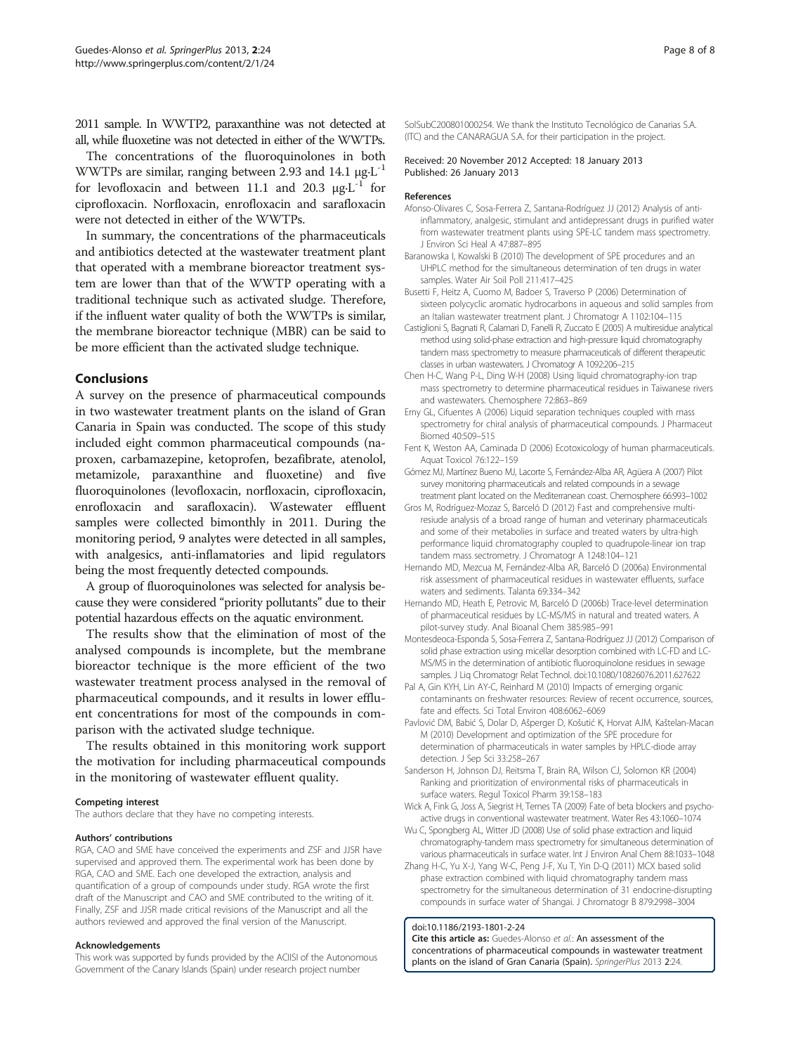2011 sample. In WWTP2, paraxanthine was not detected at all, while fluoxetine was not detected in either of the WWTPs.

The concentrations of the fluoroquinolones in both WWTPs are similar, ranging between 2.93 and 14.1 $\mu g \cdot L^{-1}$ for levofloxacin and between 11.1 and 20.3 $\mu g \cdot L^{-1}$ for ciprofloxacin. Norfloxacin, enrofloxacin and sarafloxacin were not detected in either of the WWTPs.

In summary, the concentrations of the pharmaceuticals and antibiotics detected at the wastewater treatment plant that operated with a membrane bioreactor treatment system are lower than that of the WWTP operating with a traditional technique such as activated sludge. Therefore, if the influent water quality of both the WWTPs is similar, the membrane bioreactor technique (MBR) can be said to be more efficient than the activated sludge technique.

## Conclusions

A survey on the presence of pharmaceutical compounds in two wastewater treatment plants on the island of Gran Canaria in Spain was conducted. The scope of this study included eight common pharmaceutical compounds (naproxen, carbamazepine, ketoprofen, bezafibrate, atenolol, metamizole, paraxanthine and fluoxetine) and five fluoroquinolones (levofloxacin, norfloxacin, ciprofloxacin, enrofloxacin and sarafloxacin). Wastewater effluent samples were collected bimonthly in 2011. During the monitoring period, 9 analytes were detected in all samples, with analgesics, anti-inflamatories and lipid regulators being the most frequently detected compounds.

A group of fluoroquinolones was selected for analysis because they were considered "priority pollutants" due to their potential hazardous effects on the aquatic environment.

The results show that the elimination of most of the analysed compounds is incomplete, but the membrane bioreactor technique is the more efficient of the two wastewater treatment process analysed in the removal of pharmaceutical compounds, and it results in lower effluent concentrations for most of the compounds in comparison with the activated sludge technique.

The results obtained in this monitoring work support the motivation for including pharmaceutical compounds in the monitoring of wastewater effluent quality.

#### Competing interest

The authors declare that they have no competing interests.

#### Authors' contributions

RGA, CAO and SME have conceived the experiments and ZSF and JJSR have supervised and approved them. The experimental work has been done by RGA, CAO and SME. Each one developed the extraction, analysis and quantification of a group of compounds under study. RGA wrote the first draft of the Manuscript and CAO and SME contributed to the writing of it. Finally, ZSF and JJSR made critical revisions of the Manuscript and all the authors reviewed and approved the final version of the Manuscript.

#### Acknowledgements

This work was supported by funds provided by the ACIISI of the Autonomous Government of the Canary Islands (Spain) under research project number SolSubC200801000254. We thank the Instituto Tecnológico de Canarias S.A. (ITC) and the CANARAGUA S.A. for their participation in the project.

Received: 20 November 2012 Accepted: 18 January 2013
Published: 26 January 2013

#### References

- Afonso-Olivares C, Sosa-Ferrera Z, Santana-Rodríguez JJ (2012) Analysis of anti-inflammatory, analgesic, stimulant and antidepressant drugs in purified water from wastewater treatment plants using SPE-LC tandem mass spectrometry. J Environ Sci Heal A 47:887–895
- Baranowska I, Kowalski B (2010) The development of SPE procedures and an UHPLC method for the simultaneous determination of ten drugs in water samples. Water Air Soil Poll 211:417–425
- Busetti F, Heitz A, Cuomo M, Badoer S, Traverso P (2006) Determination of sixteen polycyclic aromatic hydrocarbons in aqueous and solid samples from an Italian wastewater treatment plant. J Chromatogr A 1102:104–115
- Castiglioni S, Bagnati R, Calamari D, Fanelli R, Zuccato E (2005) A multiresidue analytical method using solid-phase extraction and high-pressure liquid chromatography tandem mass spectrometry to measure pharmaceuticals of different therapeutic classes in urban wastewaters. J Chromatogr A 1092:206–215
- Chen H-C, Wang P-L, Ding W-H (2008) Using liquid chromatography-ion trap mass spectrometry to determine pharmaceutical residues in Taiwanese rivers and wastewaters. Chemosphere 72:863–869
- Erny GL, Cifuentes A (2006) Liquid separation techniques coupled with mass spectrometry for chiral analysis of pharmaceutical compounds. J Pharmaceut Biomed 40:509–515
- Fent K, Weston AA, Caminada D (2006) Ecotoxicology of human pharmaceuticals. Aquat Toxicol 76:122–159
- Gómez MJ, Martínez Bueno MJ, Lacorte S, Fernández-Alba AR, Agüera A (2007) Pilot survey monitoring pharmaceuticals and related compounds in a sewage treatment plant located on the Mediterranean coast. Chemosphere 66:993–1002
- Gros M, Rodríguez-Mozaz S, Barceló D (2012) Fast and comprehensive multi-resiude analysis of a broad range of human and veterinary pharmaceuticals and some of their metabolites in surface and treated waters by ultra-high performance liquid chromatography coupled to quadrupole-linear ion trap tandem mass spectrometry. J Chromatogr A 1248:104–121
- Hernando MD, Mezcua M, Fernández-Alba AR, Barceló D (2006a) Environmental risk assessment of pharmaceutical residues in wastewater effluents, surface waters and sediments. Talanta 69:334–342
- Hernando MD, Heath E, Petrovic M, Barceló D (2006b) Trace-level determination of pharmaceutical residues by LC-MS/MS in natural and treated waters. A pilot-survey study. Anal Bioanal Chem 385:985–991
- Montesdeoca-Esponda S, Sosa-Ferrera Z, Santana-Rodríguez JJ (2012) Comparison of solid phase extraction using micellar desorption combined with LC-FD and LC-MS/MS in the determination of antibiotic fluoroquinolone residues in sewage samples. J Liq Chromatogr Relat Technol. doi:10.1080/10826076.2011.627622
- Pal A, Gin KYH, Lin AY-C, Reinhard M (2010) Impacts of emerging organic contaminants on freshwater resources: Review of recent occurrence, sources, fate and effects. Sci Total Environ 408:6062–6069
- Pavlović DM, Babić S, Dolar D, Ašperger D, Košutić K, Horvat AJM, Kaštelan-Macan M (2010) Development and optimization of the SPE procedure for determination of pharmaceuticals in water samples by HPLC-diode array detection. J Sep Sci 33:258–267
- Sanderson H, Johnson DJ, Reitsma T, Brain RA, Wilson CJ, Solomon KR (2004) Ranking and prioritization of environmental risks of pharmaceuticals in surface waters. Regul Toxicol Pharm 39:158–183
- Wick A, Fink G, Joss A, Siegrist H, Ternes TA (2009) Fate of beta blockers and psycho-active drugs in conventional wastewater treatment. Water Res 43:1060–1074
- Wu C, Spongberg AL, Witter JD (2008) Use of solid phase extraction and liquid chromatography-tandem mass spectrometry for simultaneous determination of various pharmaceuticals in surface water. Int J Environ Anal Chem 88:1033–1048
- Zhang H-C, Yu X-J, Yang W-C, Peng J-F, Xu T, Yin D-Q (2011) MCX based solid phase extraction combined with liquid chromatography tandem mass spectrometry for the simultaneous determination of 31 endocrine-disrupting compounds in surface water of Shangai. J Chromatogr B 879:2998–3004

doi:10.1186/2193-1801-2-24

**Cite this article as:** Guedes-Alonso *et al.*: An assessment of the concentrations of pharmaceutical compounds in wastewater treatment plants on the island of Gran Canaria (Spain). *SpringerPlus* 2013 **2**:24.